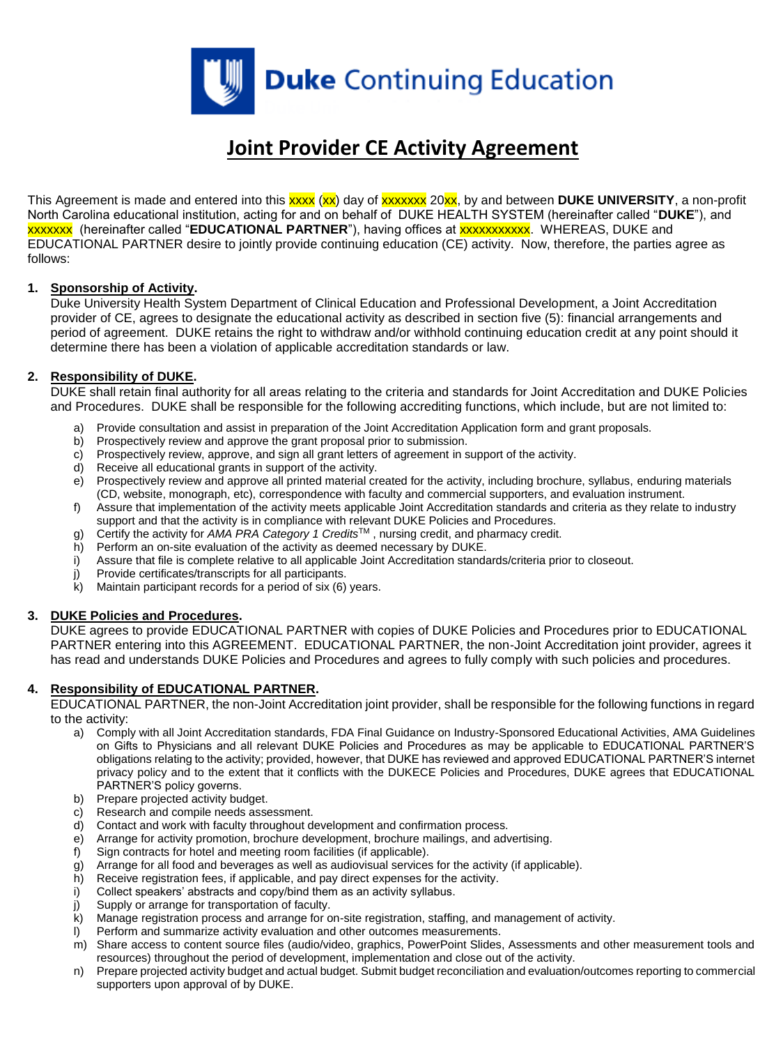Duke Continuing Education

# Joint Provider CE Activity Agreement

This Agreement is made and entered into this xxxx (xx) day of xxxxxxx 20xx, by and between **DUKE UNIVERSITY**, a non-profit North Carolina educational institution, acting for and on behalf of DUKE HEALTH SYSTEM (hereinafter called "**DUKE**"), and xxxxxxx (hereinafter called "**EDUCATIONAL PARTNER**"), having offices at xxxxxxxxxxx. WHEREAS, DUKE and EDUCATIONAL PARTNER desire to jointly provide continuing education (CE) activity. Now, therefore, the parties agree as follows:

1. **Sponsorship of Activity.**
   Duke University Health System Department of Clinical Education and Professional Development, a Joint Accreditation provider of CE, agrees to designate the educational activity as described in section five (5): financial arrangements and period of agreement. DUKE retains the right to withdraw and/or withhold continuing education credit at any point should it determine there has been a violation of applicable accreditation standards or law.

2. **Responsibility of DUKE.**
   DUKE shall retain final authority for all areas relating to the criteria and standards for Joint Accreditation and DUKE Policies and Procedures. DUKE shall be responsible for the following accrediting functions, which include, but are not limited to:
   a) Provide consultation and assist in preparation of the Joint Accreditation Application form and grant proposals.
   b) Prospectively review and approve the grant proposal prior to submission.
   c) Prospectively review, approve, and sign all grant letters of agreement in support of the activity.
   d) Receive all educational grants in support of the activity.
   e) Prospectively review and approve all printed material created for the activity, including brochure, syllabus, enduring materials (CD, website, monograph, etc), correspondence with faculty and commercial supporters, and evaluation instrument.
   f) Assure that implementation of the activity meets applicable Joint Accreditation standards and criteria as they relate to industry support and that the activity is in compliance with relevant DUKE Policies and Procedures.
   g) Certify the activity for *AMA PRA Category 1 Credits*™ , nursing credit, and pharmacy credit.
   h) Perform an on-site evaluation of the activity as deemed necessary by DUKE.
   i) Assure that file is complete relative to all applicable Joint Accreditation standards/criteria prior to closeout.
   j) Provide certificates/transcripts for all participants.
   k) Maintain participant records for a period of six (6) years.

3. **DUKE Policies and Procedures.**
   DUKE agrees to provide EDUCATIONAL PARTNER with copies of DUKE Policies and Procedures prior to EDUCATIONAL PARTNER entering into this AGREEMENT. EDUCATIONAL PARTNER, the non-Joint Accreditation joint provider, agrees it has read and understands DUKE Policies and Procedures and agrees to fully comply with such policies and procedures.

4. **Responsibility of EDUCATIONAL PARTNER.**
   EDUCATIONAL PARTNER, the non-Joint Accreditation joint provider, shall be responsible for the following functions in regard to the activity:
   a) Comply with all Joint Accreditation standards, FDA Final Guidance on Industry-Sponsored Educational Activities, AMA Guidelines on Gifts to Physicians and all relevant DUKE Policies and Procedures as may be applicable to EDUCATIONAL PARTNER'S obligations relating to the activity; provided, however, that DUKE has reviewed and approved EDUCATIONAL PARTNER'S internet privacy policy and to the extent that it conflicts with the DUKECE Policies and Procedures, DUKE agrees that EDUCATIONAL PARTNER'S policy governs.
   b) Prepare projected activity budget.
   c) Research and compile needs assessment.
   d) Contact and work with faculty throughout development and confirmation process.
   e) Arrange for activity promotion, brochure development, brochure mailings, and advertising.
   f) Sign contracts for hotel and meeting room facilities (if applicable).
   g) Arrange for all food and beverages as well as audiovisual services for the activity (if applicable).
   h) Receive registration fees, if applicable, and pay direct expenses for the activity.
   i) Collect speakers' abstracts and copy/bind them as an activity syllabus.
   j) Supply or arrange for transportation of faculty.
   k) Manage registration process and arrange for on-site registration, staffing, and management of activity.
   l) Perform and summarize activity evaluation and other outcomes measurements.
   m) Share access to content source files (audio/video, graphics, PowerPoint Slides, Assessments and other measurement tools and resources) throughout the period of development, implementation and close out of the activity.
   n) Prepare projected activity budget and actual budget. Submit budget reconciliation and evaluation/outcomes reporting to commercial supporters upon approval of by DUKE.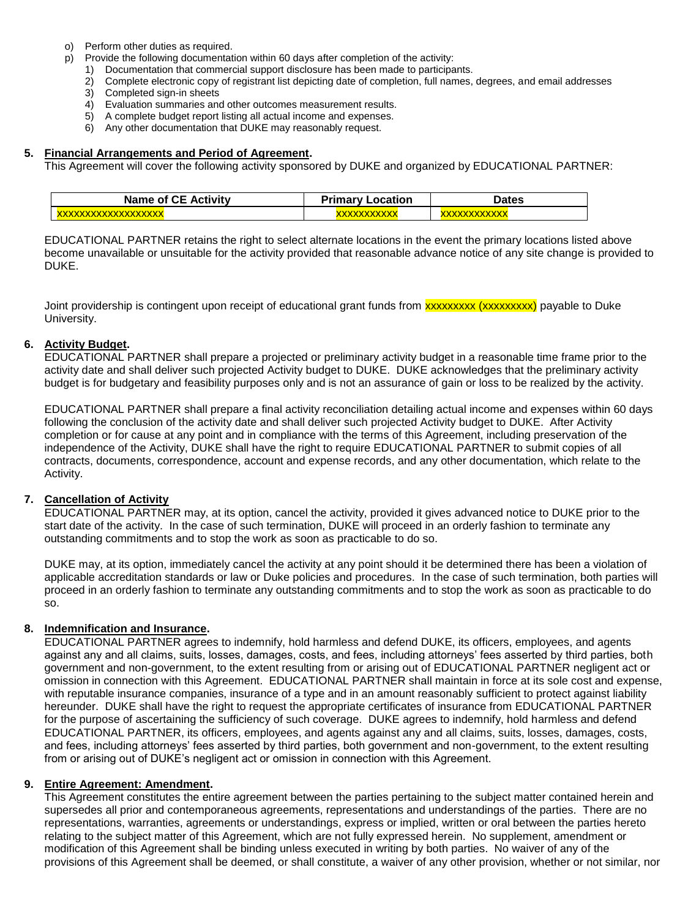o) Perform other duties as required.
p) Provide the following documentation within 60 days after completion of the activity:
   1) Documentation that commercial support disclosure has been made to participants.
   2) Complete electronic copy of registrant list depicting date of completion, full names, degrees, and email addresses
   3) Completed sign-in sheets
   4) Evaluation summaries and other outcomes measurement results.
   5) A complete budget report listing all actual income and expenses.
   6) Any other documentation that DUKE may reasonably request.

**5. Financial Arrangements and Period of Agreement.**

This Agreement will cover the following activity sponsored by DUKE and organized by EDUCATIONAL PARTNER:

| Name of CE Activity | Primary Location | Dates |
|---|---|---|
| xxxxxxxxxxxxxxxxxx | xxxxxxxxxx | xxxxxxxxxxx |

EDUCATIONAL PARTNER retains the right to select alternate locations in the event the primary locations listed above become unavailable or unsuitable for the activity provided that reasonable advance notice of any site change is provided to DUKE.

Joint providership is contingent upon receipt of educational grant funds from xxxxxxxxx (xxxxxxxxx) payable to Duke University.

**6. Activity Budget.**

EDUCATIONAL PARTNER shall prepare a projected or preliminary activity budget in a reasonable time frame prior to the activity date and shall deliver such projected Activity budget to DUKE. DUKE acknowledges that the preliminary activity budget is for budgetary and feasibility purposes only and is not an assurance of gain or loss to be realized by the activity.

EDUCATIONAL PARTNER shall prepare a final activity reconciliation detailing actual income and expenses within 60 days following the conclusion of the activity date and shall deliver such projected Activity budget to DUKE. After Activity completion or for cause at any point and in compliance with the terms of this Agreement, including preservation of the independence of the Activity, DUKE shall have the right to require EDUCATIONAL PARTNER to submit copies of all contracts, documents, correspondence, account and expense records, and any other documentation, which relate to the Activity.

**7. Cancellation of Activity**

EDUCATIONAL PARTNER may, at its option, cancel the activity, provided it gives advanced notice to DUKE prior to the start date of the activity. In the case of such termination, DUKE will proceed in an orderly fashion to terminate any outstanding commitments and to stop the work as soon as practicable to do so.

DUKE may, at its option, immediately cancel the activity at any point should it be determined there has been a violation of applicable accreditation standards or law or Duke policies and procedures. In the case of such termination, both parties will proceed in an orderly fashion to terminate any outstanding commitments and to stop the work as soon as practicable to do so.

**8. Indemnification and Insurance.**

EDUCATIONAL PARTNER agrees to indemnify, hold harmless and defend DUKE, its officers, employees, and agents against any and all claims, suits, losses, damages, costs, and fees, including attorneys' fees asserted by third parties, both government and non-government, to the extent resulting from or arising out of EDUCATIONAL PARTNER negligent act or omission in connection with this Agreement. EDUCATIONAL PARTNER shall maintain in force at its sole cost and expense, with reputable insurance companies, insurance of a type and in an amount reasonably sufficient to protect against liability hereunder. DUKE shall have the right to request the appropriate certificates of insurance from EDUCATIONAL PARTNER for the purpose of ascertaining the sufficiency of such coverage. DUKE agrees to indemnify, hold harmless and defend EDUCATIONAL PARTNER, its officers, employees, and agents against any and all claims, suits, losses, damages, costs, and fees, including attorneys' fees asserted by third parties, both government and non-government, to the extent resulting from or arising out of DUKE's negligent act or omission in connection with this Agreement.

**9. Entire Agreement: Amendment.**

This Agreement constitutes the entire agreement between the parties pertaining to the subject matter contained herein and supersedes all prior and contemporaneous agreements, representations and understandings of the parties. There are no representations, warranties, agreements or understandings, express or implied, written or oral between the parties hereto relating to the subject matter of this Agreement, which are not fully expressed herein. No supplement, amendment or modification of this Agreement shall be binding unless executed in writing by both parties. No waiver of any of the provisions of this Agreement shall be deemed, or shall constitute, a waiver of any other provision, whether or not similar, nor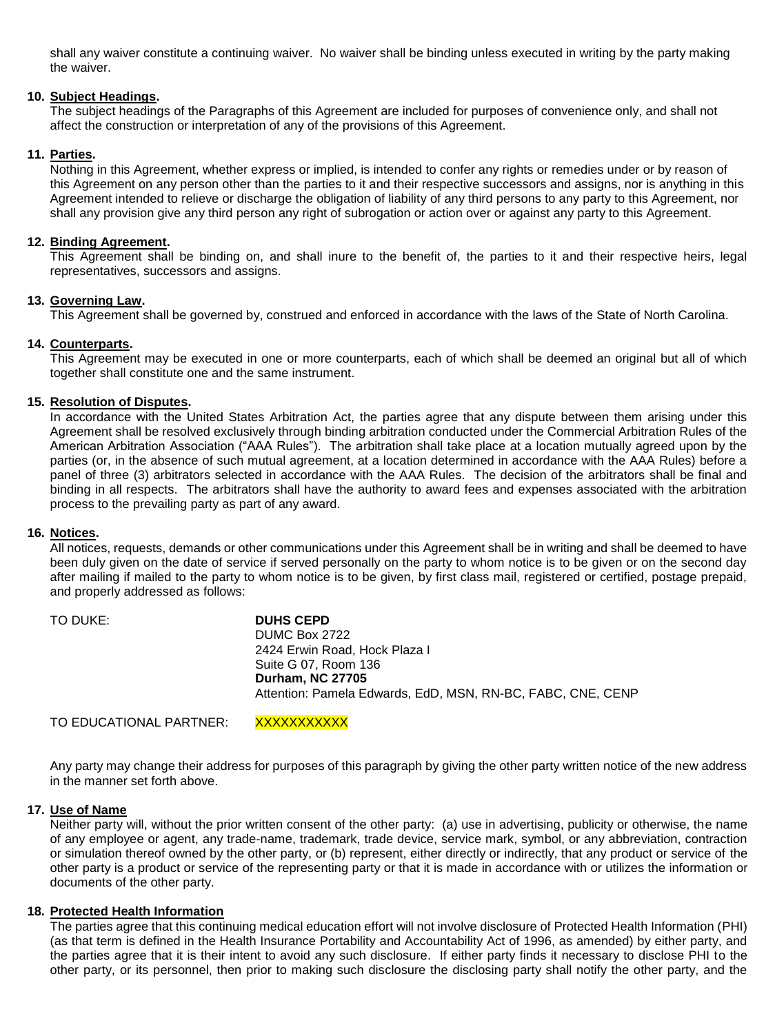shall any waiver constitute a continuing waiver. No waiver shall be binding unless executed in writing by the party making the waiver.

**10. Subject Headings.**
The subject headings of the Paragraphs of this Agreement are included for purposes of convenience only, and shall not affect the construction or interpretation of any of the provisions of this Agreement.

**11. Parties.**
Nothing in this Agreement, whether express or implied, is intended to confer any rights or remedies under or by reason of this Agreement on any person other than the parties to it and their respective successors and assigns, nor is anything in this Agreement intended to relieve or discharge the obligation of liability of any third persons to any party to this Agreement, nor shall any provision give any third person any right of subrogation or action over or against any party to this Agreement.

**12. Binding Agreement.**
This Agreement shall be binding on, and shall inure to the benefit of, the parties to it and their respective heirs, legal representatives, successors and assigns.

**13. Governing Law.**
This Agreement shall be governed by, construed and enforced in accordance with the laws of the State of North Carolina.

**14. Counterparts.**
This Agreement may be executed in one or more counterparts, each of which shall be deemed an original but all of which together shall constitute one and the same instrument.

**15. Resolution of Disputes.**
In accordance with the United States Arbitration Act, the parties agree that any dispute between them arising under this Agreement shall be resolved exclusively through binding arbitration conducted under the Commercial Arbitration Rules of the American Arbitration Association ("AAA Rules"). The arbitration shall take place at a location mutually agreed upon by the parties (or, in the absence of such mutual agreement, at a location determined in accordance with the AAA Rules) before a panel of three (3) arbitrators selected in accordance with the AAA Rules. The decision of the arbitrators shall be final and binding in all respects. The arbitrators shall have the authority to award fees and expenses associated with the arbitration process to the prevailing party as part of any award.

**16. Notices.**
All notices, requests, demands or other communications under this Agreement shall be in writing and shall be deemed to have been duly given on the date of service if served personally on the party to whom notice is to be given or on the second day after mailing if mailed to the party to whom notice is to be given, by first class mail, registered or certified, postage prepaid, and properly addressed as follows:

TO DUKE:

**DUHS CEPD**
DUMC Box 2722
2424 Erwin Road, Hock Plaza I
Suite G 07, Room 136
**Durham, NC 27705**
Attention: Pamela Edwards, EdD, MSN, RN-BC, FABC, CNE, CENP

TO EDUCATIONAL PARTNER: XXXXXXXXXXX

Any party may change their address for purposes of this paragraph by giving the other party written notice of the new address in the manner set forth above.

**17. Use of Name**
Neither party will, without the prior written consent of the other party: (a) use in advertising, publicity or otherwise, the name of any employee or agent, any trade-name, trademark, trade device, service mark, symbol, or any abbreviation, contraction or simulation thereof owned by the other party, or (b) represent, either directly or indirectly, that any product or service of the other party is a product or service of the representing party or that it is made in accordance with or utilizes the information or documents of the other party.

**18. Protected Health Information**
The parties agree that this continuing medical education effort will not involve disclosure of Protected Health Information (PHI) (as that term is defined in the Health Insurance Portability and Accountability Act of 1996, as amended) by either party, and the parties agree that it is their intent to avoid any such disclosure. If either party finds it necessary to disclose PHI to the other party, or its personnel, then prior to making such disclosure the disclosing party shall notify the other party, and the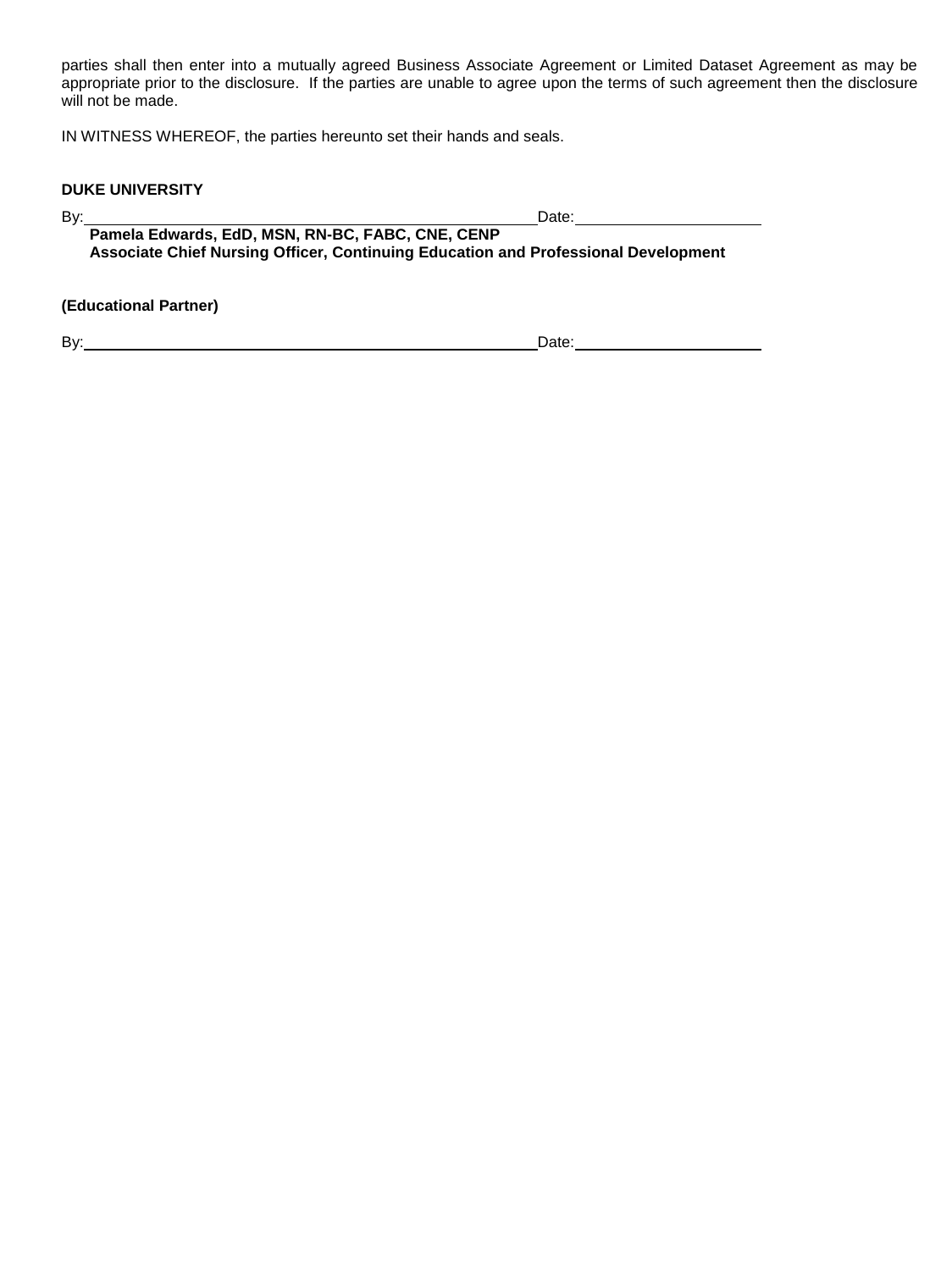parties shall then enter into a mutually agreed Business Associate Agreement or Limited Dataset Agreement as may be appropriate prior to the disclosure. If the parties are unable to agree upon the terms of such agreement then the disclosure will not be made.

IN WITNESS WHEREOF, the parties hereunto set their hands and seals.

**DUKE UNIVERSITY**

By:\_\_\_\_\_\_\_\_\_\_\_\_\_\_\_\_\_\_\_\_\_\_\_\_\_\_\_\_\_\_\_\_\_\_\_\_\_\_\_\_\_\_\_\_ Date:\_\_\_\_\_\_\_\_\_\_\_\_\_\_\_\_\_\_\_\_

**Pamela Edwards, EdD, MSN, RN-BC, FABC, CNE, CENP**
**Associate Chief Nursing Officer, Continuing Education and Professional Development**

**(Educational Partner)**

By:\_\_\_\_\_\_\_\_\_\_\_\_\_\_\_\_\_\_\_\_\_\_\_\_\_\_\_\_\_\_\_\_\_\_\_\_\_\_\_\_\_\_\_\_ Date:\_\_\_\_\_\_\_\_\_\_\_\_\_\_\_\_\_\_\_\_